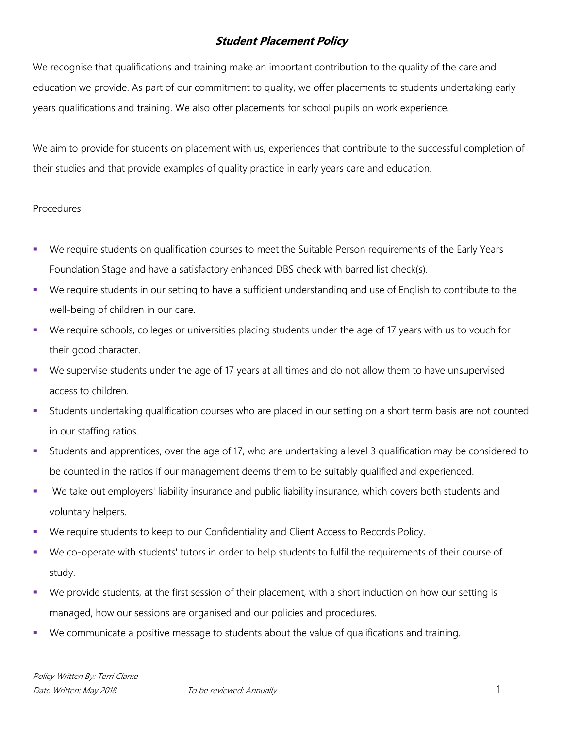# ***Student Placement Policy***

We recognise that qualifications and training make an important contribution to the quality of the care and education we provide. As part of our commitment to quality, we offer placements to students undertaking early years qualifications and training. We also offer placements for school pupils on work experience.

We aim to provide for students on placement with us, experiences that contribute to the successful completion of their studies and that provide examples of quality practice in early years care and education.

Procedures

- We require students on qualification courses to meet the Suitable Person requirements of the Early Years Foundation Stage and have a satisfactory enhanced DBS check with barred list check(s).
- We require students in our setting to have a sufficient understanding and use of English to contribute to the well-being of children in our care.
- We require schools, colleges or universities placing students under the age of 17 years with us to vouch for their good character.
- We supervise students under the age of 17 years at all times and do not allow them to have unsupervised access to children.
- Students undertaking qualification courses who are placed in our setting on a short term basis are not counted in our staffing ratios.
- Students and apprentices, over the age of 17, who are undertaking a level 3 qualification may be considered to be counted in the ratios if our management deems them to be suitably qualified and experienced.
- We take out employers' liability insurance and public liability insurance, which covers both students and voluntary helpers.
- We require students to keep to our Confidentiality and Client Access to Records Policy.
- We co-operate with students' tutors in order to help students to fulfil the requirements of their course of study.
- We provide students, at the first session of their placement, with a short induction on how our setting is managed, how our sessions are organised and our policies and procedures.
- We communicate a positive message to students about the value of qualifications and training.

*Policy Written By: Terri Clarke*
*Date Written: May 2018* *To be reviewed: Annually*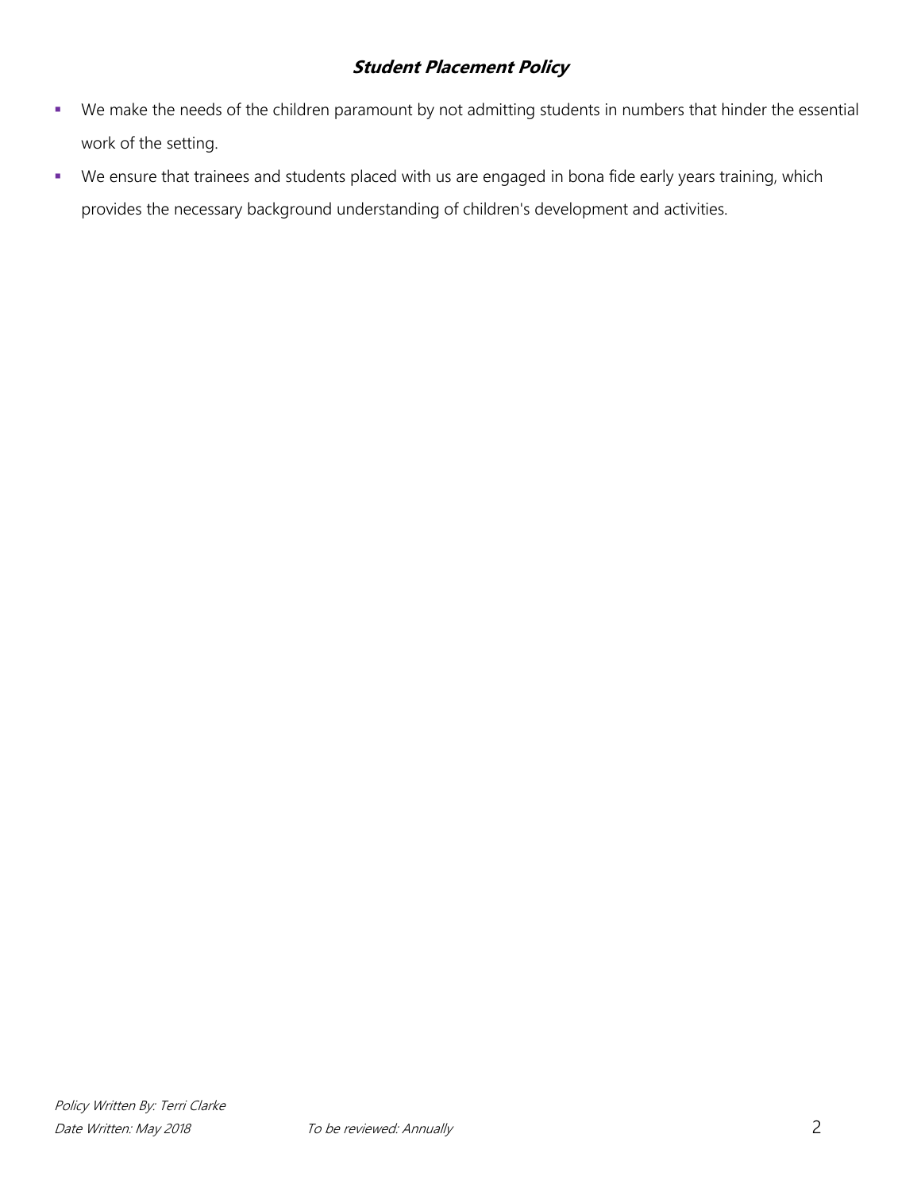- We make the needs of the children paramount by not admitting students in numbers that hinder the essential work of the setting.
- We ensure that trainees and students placed with us are engaged in bona fide early years training, which provides the necessary background understanding of children's development and activities.